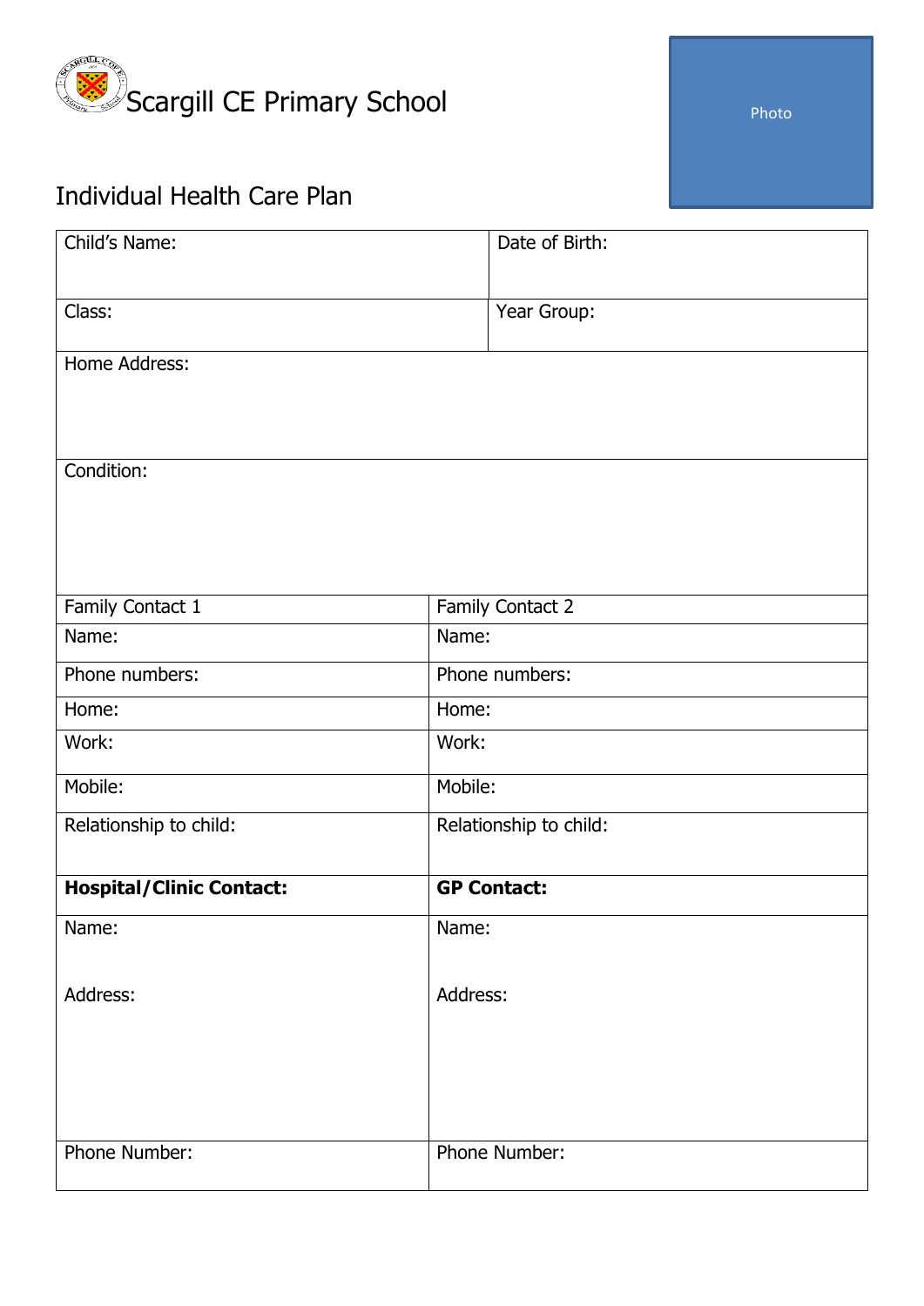# Scargill CE Primary School

Photo

## Individual Health Care Plan

| Child's Name: | Date of Birth: |
|---|---|
| Class: | Year Group: |
| Home Address: | |
| Condition: | |

| Family Contact 1 | Family Contact 2 |
|---|---|
| Name: | Name: |
| Phone numbers: | Phone numbers: |
| Home: | Home: |
| Work: | Work: |
| Mobile: | Mobile: |
| Relationship to child: | Relationship to child: |
| **Hospital/Clinic Contact:** | **GP Contact:** |
| Name:<br><br>Address: | Name:<br><br>Address: |
| Phone Number: | Phone Number: |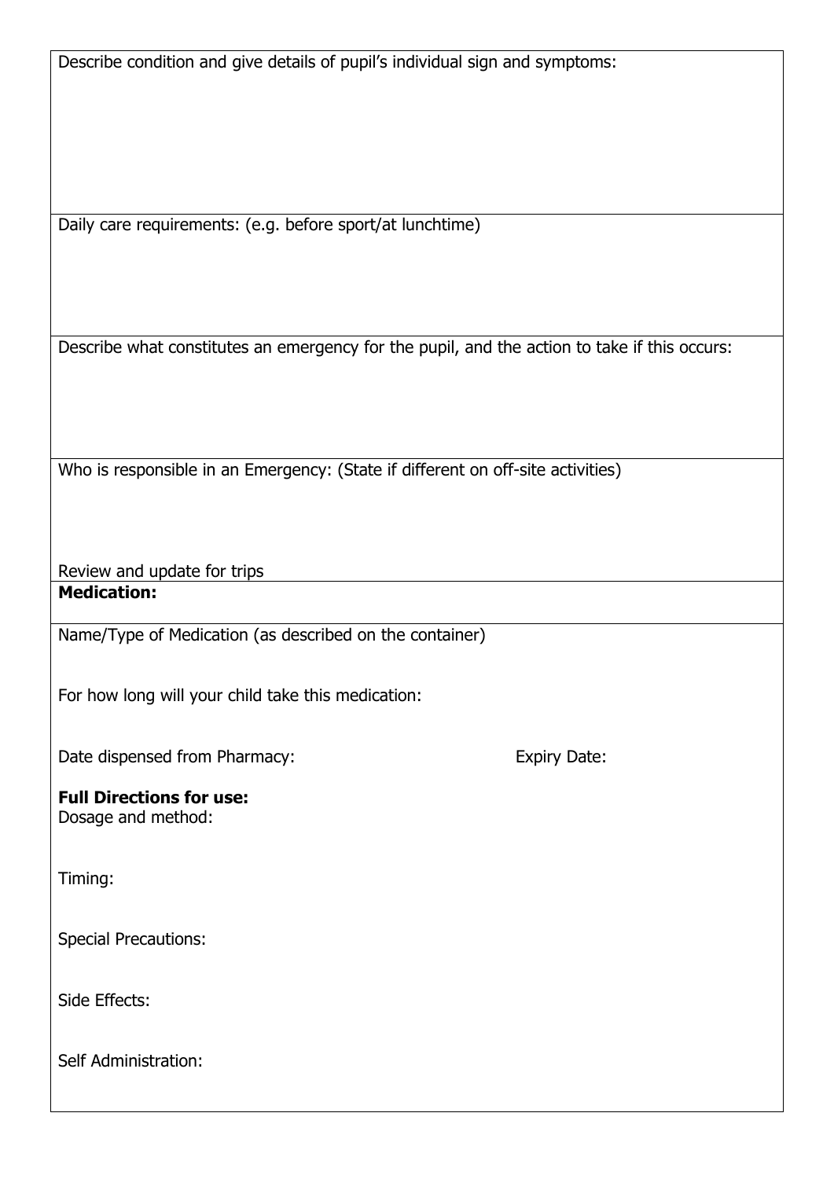Describe condition and give details of pupil's individual sign and symptoms:

Daily care requirements: (e.g. before sport/at lunchtime)

Describe what constitutes an emergency for the pupil, and the action to take if this occurs:

Who is responsible in an Emergency: (State if different on off-site activities)

Review and update for trips

**Medication:**

Name/Type of Medication (as described on the container)

For how long will your child take this medication:

Date dispensed from Pharmacy: Expiry Date:

**Full Directions for use:**

Dosage and method:

Timing:

Special Precautions:

Side Effects:

Self Administration: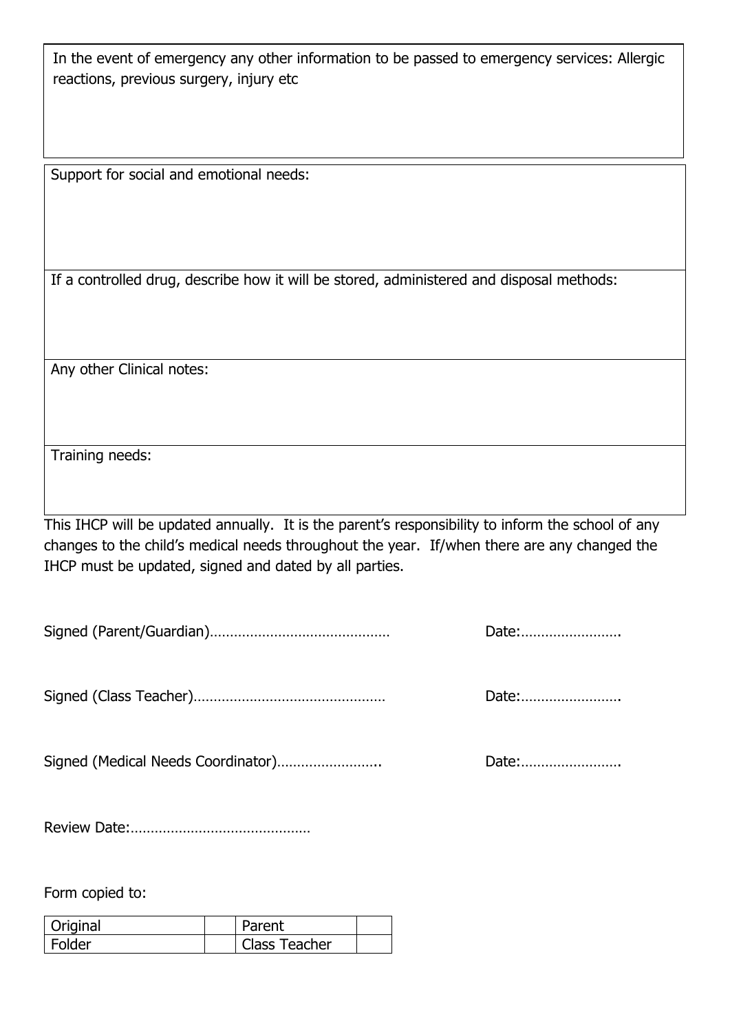| |
|---|
| In the event of emergency any other information to be passed to emergency services: Allergic reactions, previous surgery, injury etc |

| |
|---|
| Support for social and emotional needs: |
| If a controlled drug, describe how it will be stored, administered and disposal methods: |
| Any other Clinical notes: |
| Training needs: |

This IHCP will be updated annually. It is the parent's responsibility to inform the school of any changes to the child's medical needs throughout the year. If/when there are any changed the IHCP must be updated, signed and dated by all parties.

Signed (Parent/Guardian)……………………………………… Date:…………………….

Signed (Class Teacher)………………………………………… Date:…………………….

Signed (Medical Needs Coordinator)…………………….. Date:…………………….

Review Date:………………………………………

Form copied to:

| | | | |
|---|---|---|---|
| Original | | Parent | |
| Folder | | Class Teacher | |